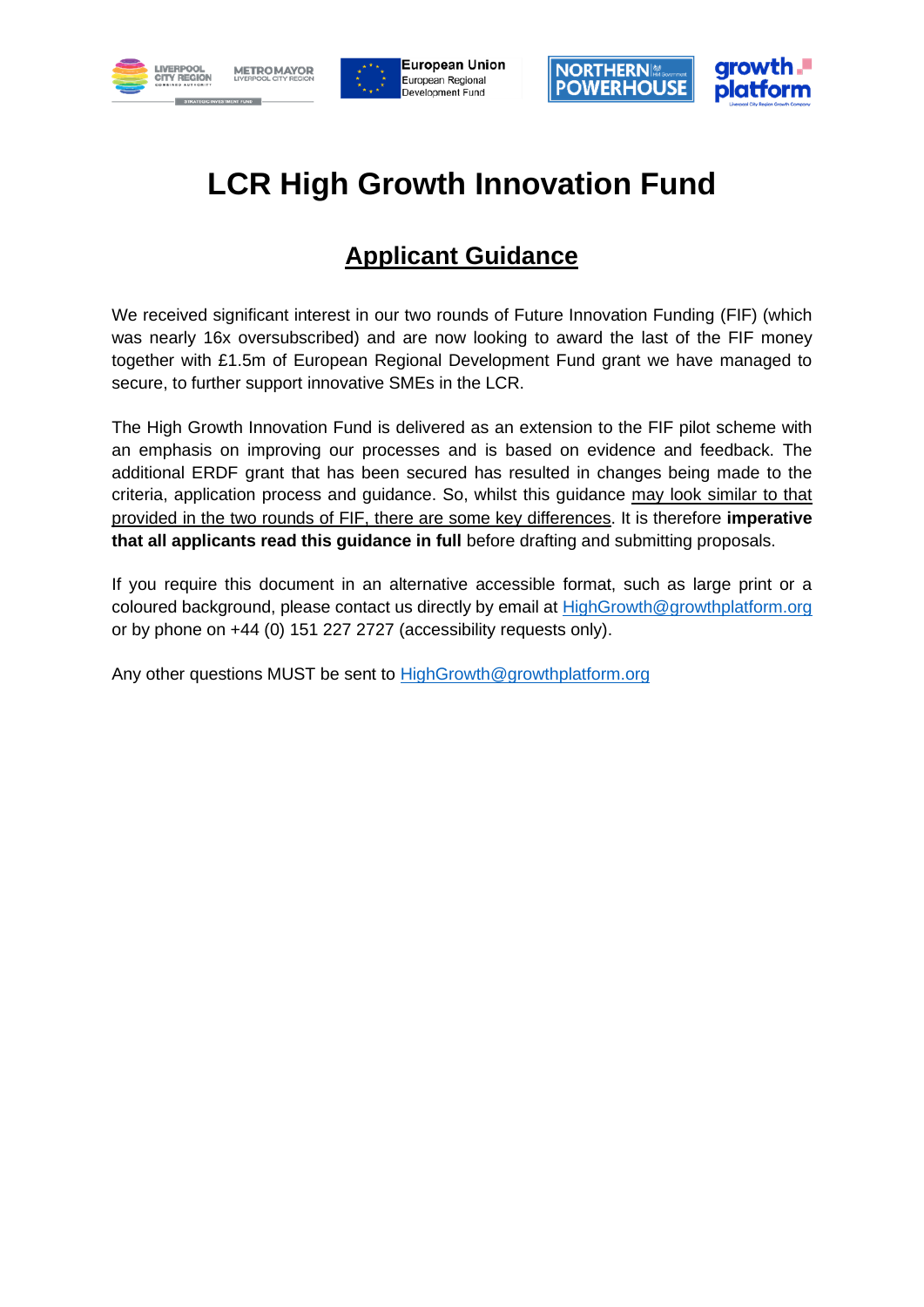# LCR High Growth Innovation Fund

## Applicant Guidance

We received significant interest in our two rounds of Future Innovation Funding (FIF) (which was nearly 16x oversubscribed) and are now looking to award the last of the FIF money together with £1.5m of European Regional Development Fund grant we have managed to secure, to further support innovative SMEs in the LCR.

The High Growth Innovation Fund is delivered as an extension to the FIF pilot scheme with an emphasis on improving our processes and is based on evidence and feedback. The additional ERDF grant that has been secured has resulted in changes being made to the criteria, application process and guidance. So, whilst this guidance may look similar to that provided in the two rounds of FIF, there are some key differences. It is therefore **imperative that all applicants read this guidance in full** before drafting and submitting proposals.

If you require this document in an alternative accessible format, such as large print or a coloured background, please contact us directly by email at HighGrowth@growthplatform.org or by phone on +44 (0) 151 227 2727 (accessibility requests only).

Any other questions MUST be sent to HighGrowth@growthplatform.org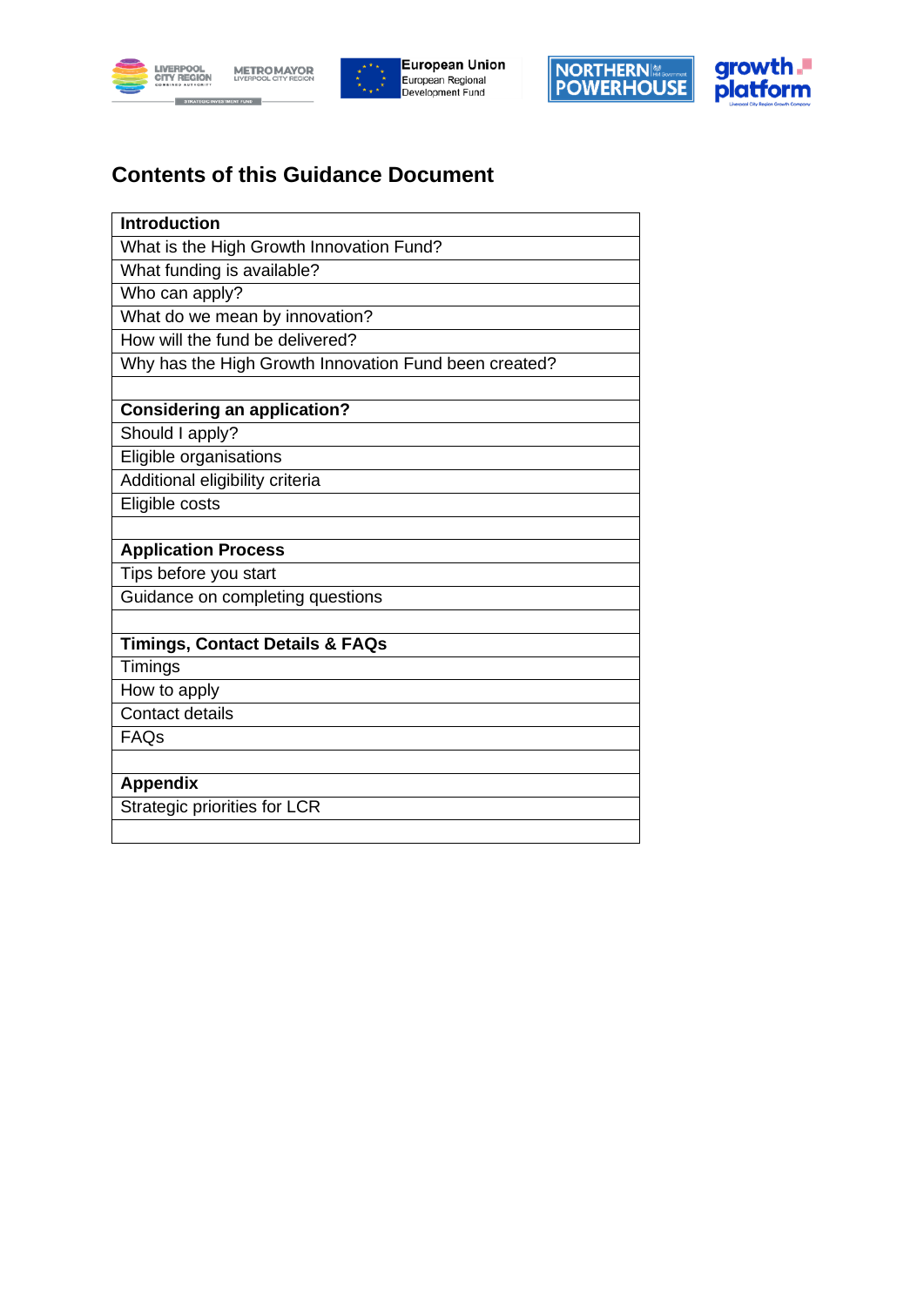## Contents of this Guidance Document

| **Introduction** |
|---|
| What is the High Growth Innovation Fund? |
| What funding is available? |
| Who can apply? |
| What do we mean by innovation? |
| How will the fund be delivered? |
| Why has the High Growth Innovation Fund been created? |
| |
| **Considering an application?** |
| Should I apply? |
| Eligible organisations |
| Additional eligibility criteria |
| Eligible costs |
| |
| **Application Process** |
| Tips before you start |
| Guidance on completing questions |
| |
| **Timings, Contact Details & FAQs** |
| Timings |
| How to apply |
| Contact details |
| FAQs |
| |
| **Appendix** |
| Strategic priorities for LCR |
| |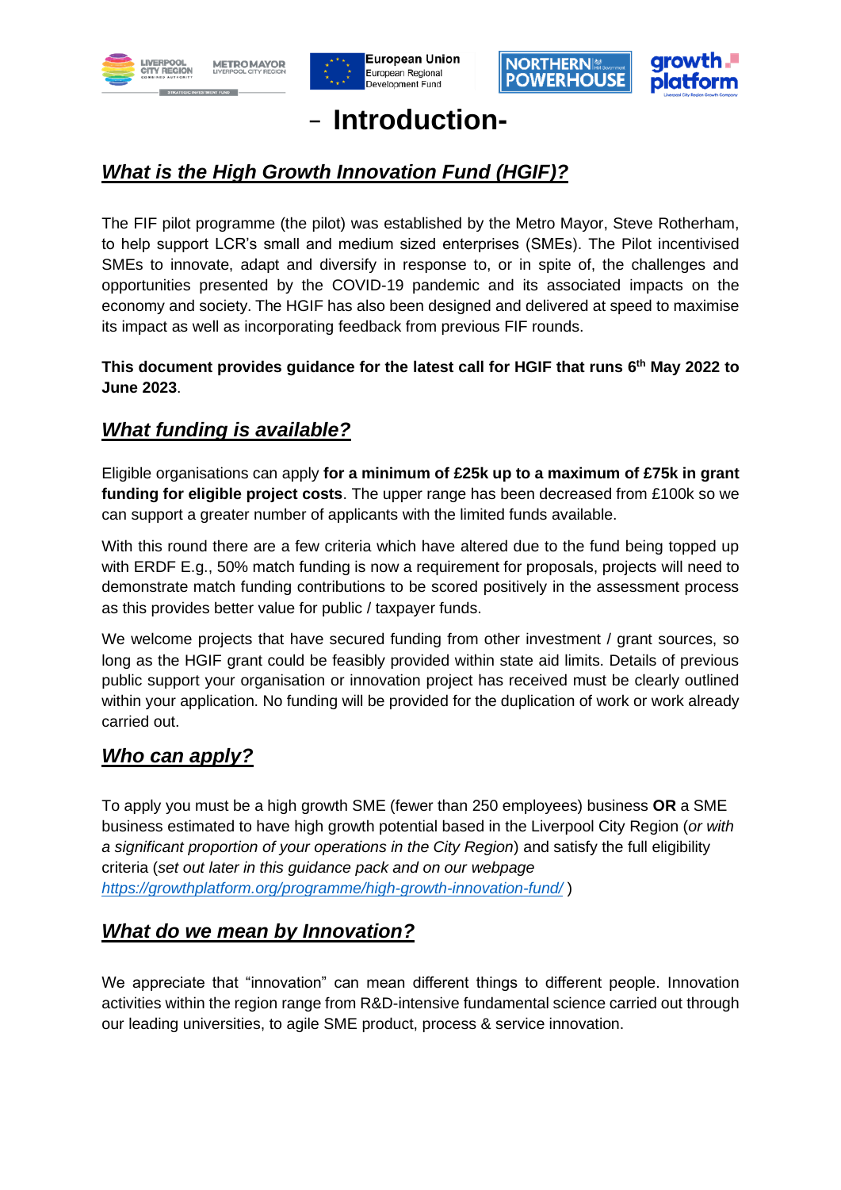# - Introduction-

## *What is the High Growth Innovation Fund (HGIF)?*

The FIF pilot programme (the pilot) was established by the Metro Mayor, Steve Rotherham, to help support LCR's small and medium sized enterprises (SMEs). The Pilot incentivised SMEs to innovate, adapt and diversify in response to, or in spite of, the challenges and opportunities presented by the COVID-19 pandemic and its associated impacts on the economy and society. The HGIF has also been designed and delivered at speed to maximise its impact as well as incorporating feedback from previous FIF rounds.

**This document provides guidance for the latest call for HGIF that runs 6th May 2022 to June 2023**.

## *What funding is available?*

Eligible organisations can apply **for a minimum of £25k up to a maximum of £75k in grant funding for eligible project costs**. The upper range has been decreased from £100k so we can support a greater number of applicants with the limited funds available.

With this round there are a few criteria which have altered due to the fund being topped up with ERDF E.g., 50% match funding is now a requirement for proposals, projects will need to demonstrate match funding contributions to be scored positively in the assessment process as this provides better value for public / taxpayer funds.

We welcome projects that have secured funding from other investment / grant sources, so long as the HGIF grant could be feasibly provided within state aid limits. Details of previous public support your organisation or innovation project has received must be clearly outlined within your application. No funding will be provided for the duplication of work or work already carried out.

## *Who can apply?*

To apply you must be a high growth SME (fewer than 250 employees) business **OR** a SME business estimated to have high growth potential based in the Liverpool City Region (*or with a significant proportion of your operations in the City Region*) and satisfy the full eligibility criteria (*set out later in this guidance pack and on our webpage https://growthplatform.org/programme/high-growth-innovation-fund/* )

## *What do we mean by Innovation?*

We appreciate that "innovation" can mean different things to different people. Innovation activities within the region range from R&D-intensive fundamental science carried out through our leading universities, to agile SME product, process & service innovation.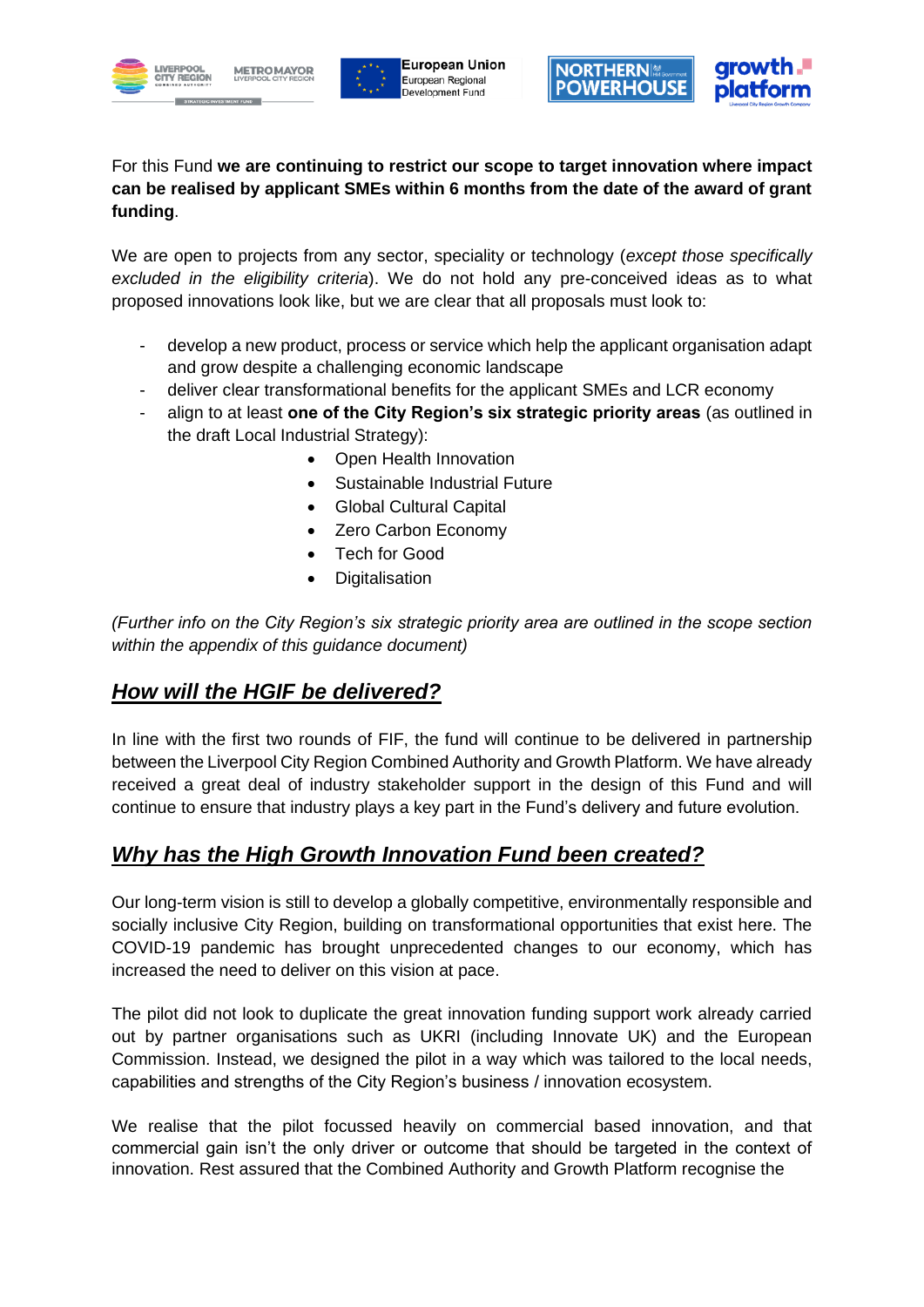For this Fund **we are continuing to restrict our scope to target innovation where impact can be realised by applicant SMEs within 6 months from the date of the award of grant funding**.

We are open to projects from any sector, speciality or technology (*except those specifically excluded in the eligibility criteria*). We do not hold any pre-conceived ideas as to what proposed innovations look like, but we are clear that all proposals must look to:

- develop a new product, process or service which help the applicant organisation adapt and grow despite a challenging economic landscape
- deliver clear transformational benefits for the applicant SMEs and LCR economy
- align to at least **one of the City Region's six strategic priority areas** (as outlined in the draft Local Industrial Strategy):
    - Open Health Innovation
    - Sustainable Industrial Future
    - Global Cultural Capital
    - Zero Carbon Economy
    - Tech for Good
    - Digitalisation

*(Further info on the City Region's six strategic priority area are outlined in the scope section within the appendix of this guidance document)*

## ***How will the HGIF be delivered?***

In line with the first two rounds of FIF, the fund will continue to be delivered in partnership between the Liverpool City Region Combined Authority and Growth Platform. We have already received a great deal of industry stakeholder support in the design of this Fund and will continue to ensure that industry plays a key part in the Fund's delivery and future evolution.

## ***Why has the High Growth Innovation Fund been created?***

Our long-term vision is still to develop a globally competitive, environmentally responsible and socially inclusive City Region, building on transformational opportunities that exist here. The COVID-19 pandemic has brought unprecedented changes to our economy, which has increased the need to deliver on this vision at pace.

The pilot did not look to duplicate the great innovation funding support work already carried out by partner organisations such as UKRI (including Innovate UK) and the European Commission. Instead, we designed the pilot in a way which was tailored to the local needs, capabilities and strengths of the City Region's business / innovation ecosystem.

We realise that the pilot focussed heavily on commercial based innovation, and that commercial gain isn't the only driver or outcome that should be targeted in the context of innovation. Rest assured that the Combined Authority and Growth Platform recognise the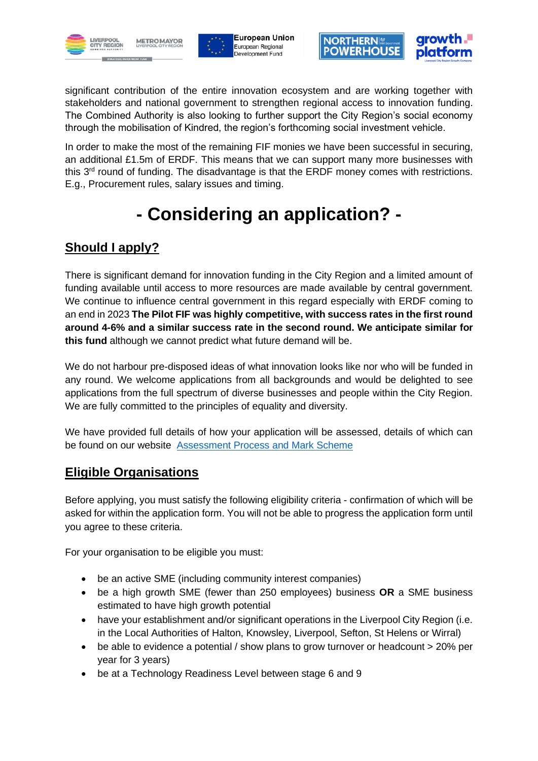significant contribution of the entire innovation ecosystem and are working together with stakeholders and national government to strengthen regional access to innovation funding. The Combined Authority is also looking to further support the City Region's social economy through the mobilisation of Kindred, the region's forthcoming social investment vehicle.

In order to make the most of the remaining FIF monies we have been successful in securing, an additional £1.5m of ERDF. This means that we can support many more businesses with this 3rd round of funding. The disadvantage is that the ERDF money comes with restrictions. E.g., Procurement rules, salary issues and timing.

# - Considering an application? -

## Should I apply?

There is significant demand for innovation funding in the City Region and a limited amount of funding available until access to more resources are made available by central government. We continue to influence central government in this regard especially with ERDF coming to an end in 2023 **The Pilot FIF was highly competitive, with success rates in the first round around 4-6% and a similar success rate in the second round. We anticipate similar for this fund** although we cannot predict what future demand will be.

We do not harbour pre-disposed ideas of what innovation looks like nor who will be funded in any round. We welcome applications from all backgrounds and would be delighted to see applications from the full spectrum of diverse businesses and people within the City Region. We are fully committed to the principles of equality and diversity.

We have provided full details of how your application will be assessed, details of which can be found on our website [Assessment Process and Mark Scheme]

## Eligible Organisations

Before applying, you must satisfy the following eligibility criteria - confirmation of which will be asked for within the application form. You will not be able to progress the application form until you agree to these criteria.

For your organisation to be eligible you must:

- be an active SME (including community interest companies)
- be a high growth SME (fewer than 250 employees) business **OR** a SME business estimated to have high growth potential
- have your establishment and/or significant operations in the Liverpool City Region (i.e. in the Local Authorities of Halton, Knowsley, Liverpool, Sefton, St Helens or Wirral)
- be able to evidence a potential / show plans to grow turnover or headcount > 20% per year for 3 years)
- be at a Technology Readiness Level between stage 6 and 9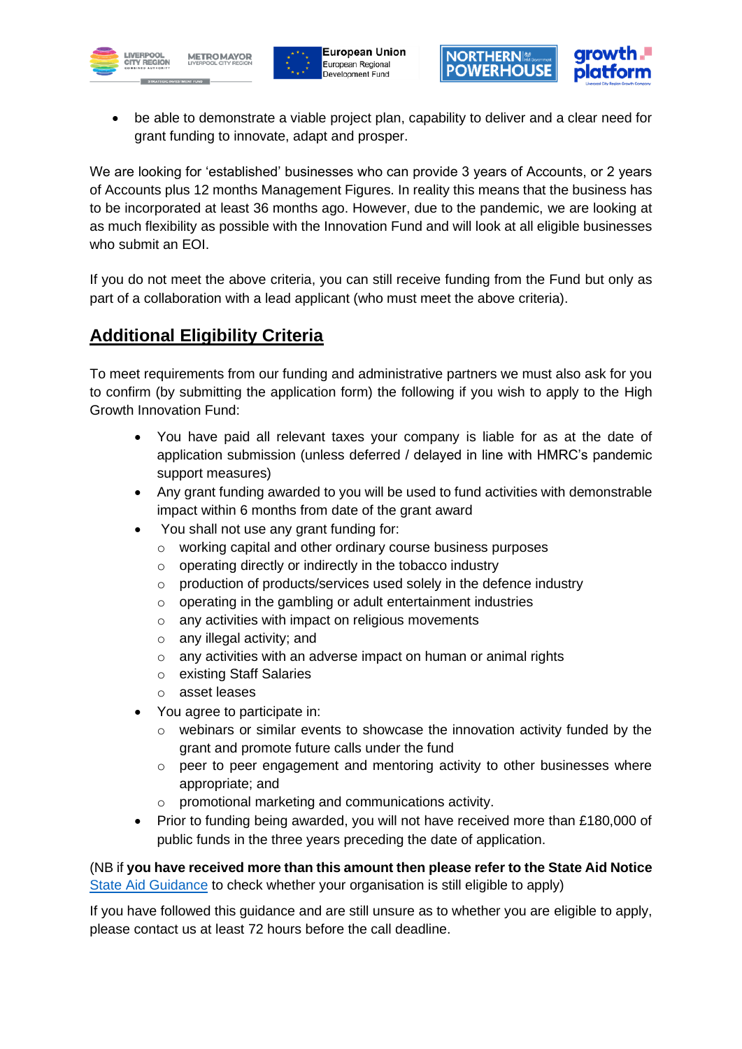- be able to demonstrate a viable project plan, capability to deliver and a clear need for grant funding to innovate, adapt and prosper.

We are looking for 'established' businesses who can provide 3 years of Accounts, or 2 years of Accounts plus 12 months Management Figures. In reality this means that the business has to be incorporated at least 36 months ago. However, due to the pandemic, we are looking at as much flexibility as possible with the Innovation Fund and will look at all eligible businesses who submit an EOI.

If you do not meet the above criteria, you can still receive funding from the Fund but only as part of a collaboration with a lead applicant (who must meet the above criteria).

## Additional Eligibility Criteria

To meet requirements from our funding and administrative partners we must also ask for you to confirm (by submitting the application form) the following if you wish to apply to the High Growth Innovation Fund:

- You have paid all relevant taxes your company is liable for as at the date of application submission (unless deferred / delayed in line with HMRC's pandemic support measures)
- Any grant funding awarded to you will be used to fund activities with demonstrable impact within 6 months from date of the grant award
- You shall not use any grant funding for:
  - working capital and other ordinary course business purposes
  - operating directly or indirectly in the tobacco industry
  - production of products/services used solely in the defence industry
  - operating in the gambling or adult entertainment industries
  - any activities with impact on religious movements
  - any illegal activity; and
  - any activities with an adverse impact on human or animal rights
  - existing Staff Salaries
  - asset leases
- You agree to participate in:
  - webinars or similar events to showcase the innovation activity funded by the grant and promote future calls under the fund
  - peer to peer engagement and mentoring activity to other businesses where appropriate; and
  - promotional marketing and communications activity.
- Prior to funding being awarded, you will not have received more than £180,000 of public funds in the three years preceding the date of application.

(NB if **you have received more than this amount then please refer to the State Aid Notice** State Aid Guidance to check whether your organisation is still eligible to apply)

If you have followed this guidance and are still unsure as to whether you are eligible to apply, please contact us at least 72 hours before the call deadline.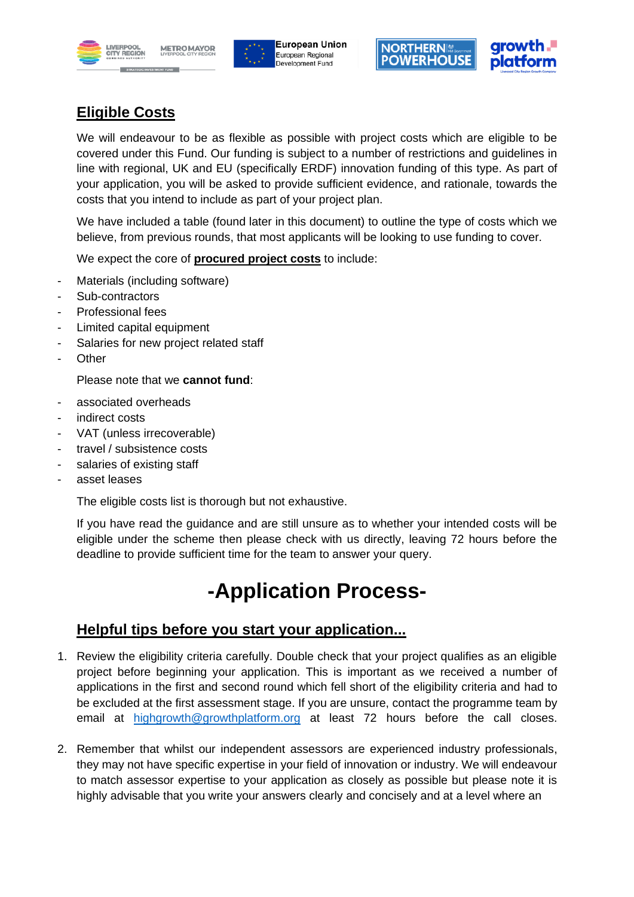## Eligible Costs

We will endeavour to be as flexible as possible with project costs which are eligible to be covered under this Fund. Our funding is subject to a number of restrictions and guidelines in line with regional, UK and EU (specifically ERDF) innovation funding of this type. As part of your application, you will be asked to provide sufficient evidence, and rationale, towards the costs that you intend to include as part of your project plan.

We have included a table (found later in this document) to outline the type of costs which we believe, from previous rounds, that most applicants will be looking to use funding to cover.

We expect the core of **procured project costs** to include:

- Materials (including software)
- Sub-contractors
- Professional fees
- Limited capital equipment
- Salaries for new project related staff
- Other

Please note that we **cannot fund**:

- associated overheads
- indirect costs
- VAT (unless irrecoverable)
- travel / subsistence costs
- salaries of existing staff
- asset leases

The eligible costs list is thorough but not exhaustive.

If you have read the guidance and are still unsure as to whether your intended costs will be eligible under the scheme then please check with us directly, leaving 72 hours before the deadline to provide sufficient time for the team to answer your query.

# -Application Process-

## Helpful tips before you start your application...

1. Review the eligibility criteria carefully. Double check that your project qualifies as an eligible project before beginning your application. This is important as we received a number of applications in the first and second round which fell short of the eligibility criteria and had to be excluded at the first assessment stage. If you are unsure, contact the programme team by email at highgrowth@growthplatform.org at least 72 hours before the call closes.

2. Remember that whilst our independent assessors are experienced industry professionals, they may not have specific expertise in your field of innovation or industry. We will endeavour to match assessor expertise to your application as closely as possible but please note it is highly advisable that you write your answers clearly and concisely and at a level where an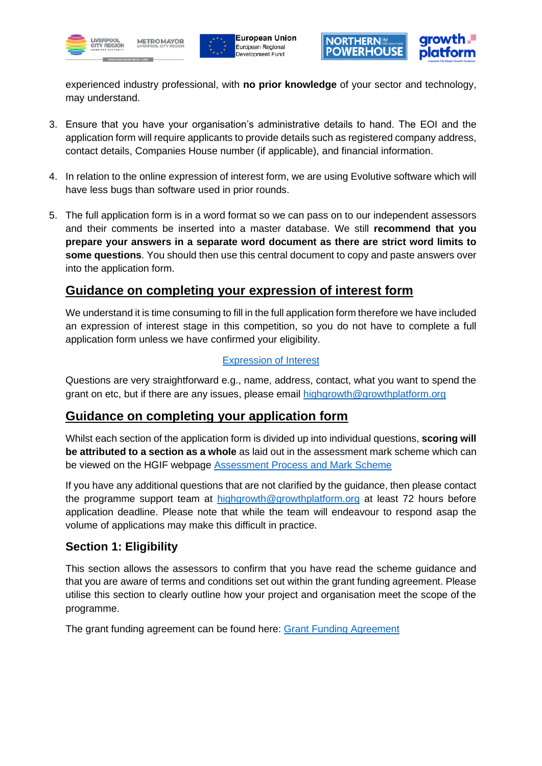experienced industry professional, with **no prior knowledge** of your sector and technology, may understand.

3. Ensure that you have your organisation's administrative details to hand. The EOI and the application form will require applicants to provide details such as registered company address, contact details, Companies House number (if applicable), and financial information.

4. In relation to the online expression of interest form, we are using Evolutive software which will have less bugs than software used in prior rounds.

5. The full application form is in a word format so we can pass on to our independent assessors and their comments be inserted into a master database. We still **recommend that you prepare your answers in a separate word document as there are strict word limits to some questions**. You should then use this central document to copy and paste answers over into the application form.

## Guidance on completing your expression of interest form

We understand it is time consuming to fill in the full application form therefore we have included an expression of interest stage in this competition, so you do not have to complete a full application form unless we have confirmed your eligibility.

Expression of Interest

Questions are very straightforward e.g., name, address, contact, what you want to spend the grant on etc, but if there are any issues, please email highgrowth@growthplatform.org

## Guidance on completing your application form

Whilst each section of the application form is divided up into individual questions, **scoring will be attributed to a section as a whole** as laid out in the assessment mark scheme which can be viewed on the HGIF webpage Assessment Process and Mark Scheme

If you have any additional questions that are not clarified by the guidance, then please contact the programme support team at highgrowth@growthplatform.org at least 72 hours before application deadline. Please note that while the team will endeavour to respond asap the volume of applications may make this difficult in practice.

### Section 1: Eligibility

This section allows the assessors to confirm that you have read the scheme guidance and that you are aware of terms and conditions set out within the grant funding agreement. Please utilise this section to clearly outline how your project and organisation meet the scope of the programme.

The grant funding agreement can be found here: Grant Funding Agreement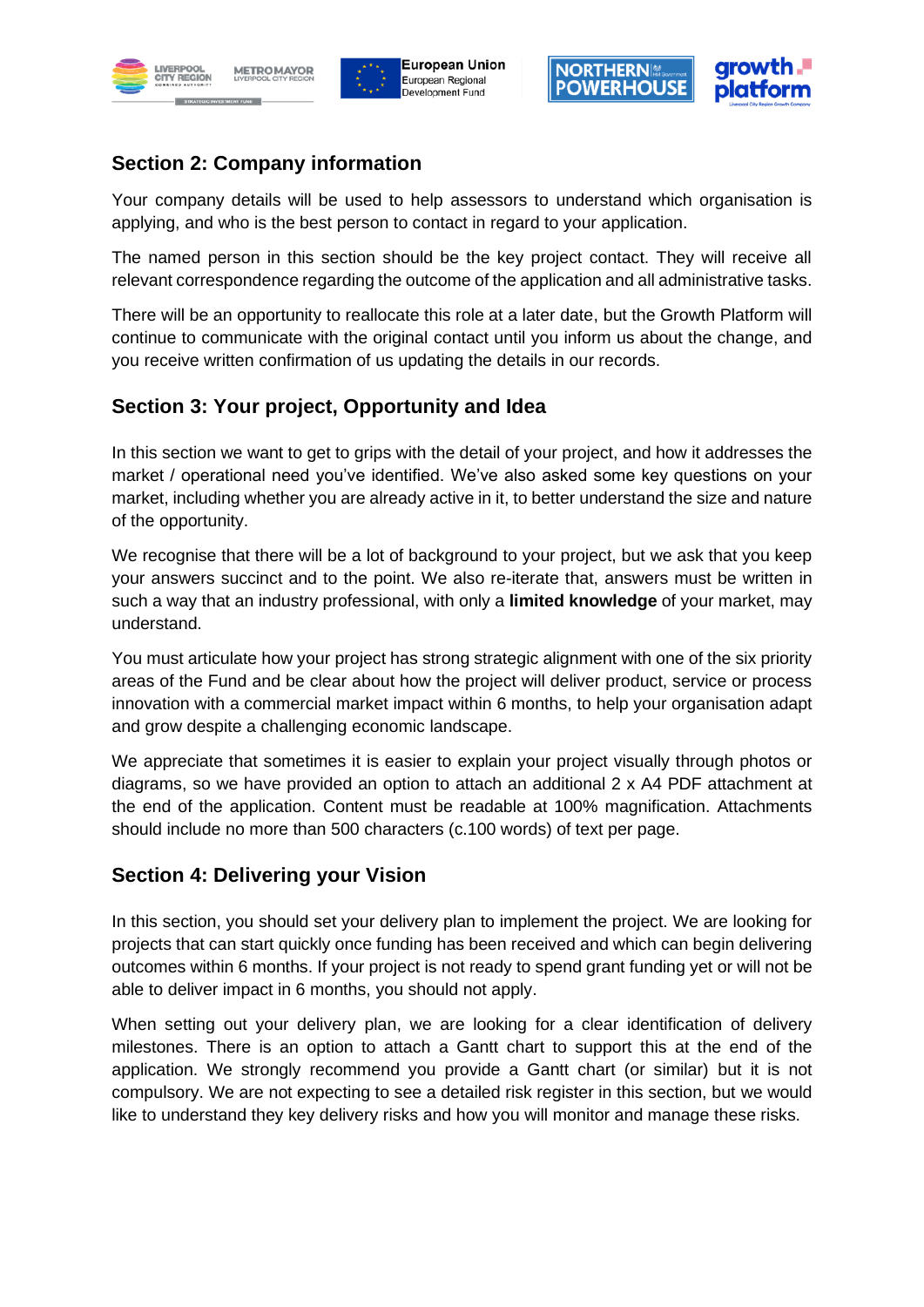## Section 2: Company information

Your company details will be used to help assessors to understand which organisation is applying, and who is the best person to contact in regard to your application.

The named person in this section should be the key project contact. They will receive all relevant correspondence regarding the outcome of the application and all administrative tasks.

There will be an opportunity to reallocate this role at a later date, but the Growth Platform will continue to communicate with the original contact until you inform us about the change, and you receive written confirmation of us updating the details in our records.

## Section 3: Your project, Opportunity and Idea

In this section we want to get to grips with the detail of your project, and how it addresses the market / operational need you've identified. We've also asked some key questions on your market, including whether you are already active in it, to better understand the size and nature of the opportunity.

We recognise that there will be a lot of background to your project, but we ask that you keep your answers succinct and to the point. We also re-iterate that, answers must be written in such a way that an industry professional, with only a **limited knowledge** of your market, may understand.

You must articulate how your project has strong strategic alignment with one of the six priority areas of the Fund and be clear about how the project will deliver product, service or process innovation with a commercial market impact within 6 months, to help your organisation adapt and grow despite a challenging economic landscape.

We appreciate that sometimes it is easier to explain your project visually through photos or diagrams, so we have provided an option to attach an additional 2 x A4 PDF attachment at the end of the application. Content must be readable at 100% magnification. Attachments should include no more than 500 characters (c.100 words) of text per page.

## Section 4: Delivering your Vision

In this section, you should set your delivery plan to implement the project. We are looking for projects that can start quickly once funding has been received and which can begin delivering outcomes within 6 months. If your project is not ready to spend grant funding yet or will not be able to deliver impact in 6 months, you should not apply.

When setting out your delivery plan, we are looking for a clear identification of delivery milestones. There is an option to attach a Gantt chart to support this at the end of the application. We strongly recommend you provide a Gantt chart (or similar) but it is not compulsory. We are not expecting to see a detailed risk register in this section, but we would like to understand they key delivery risks and how you will monitor and manage these risks.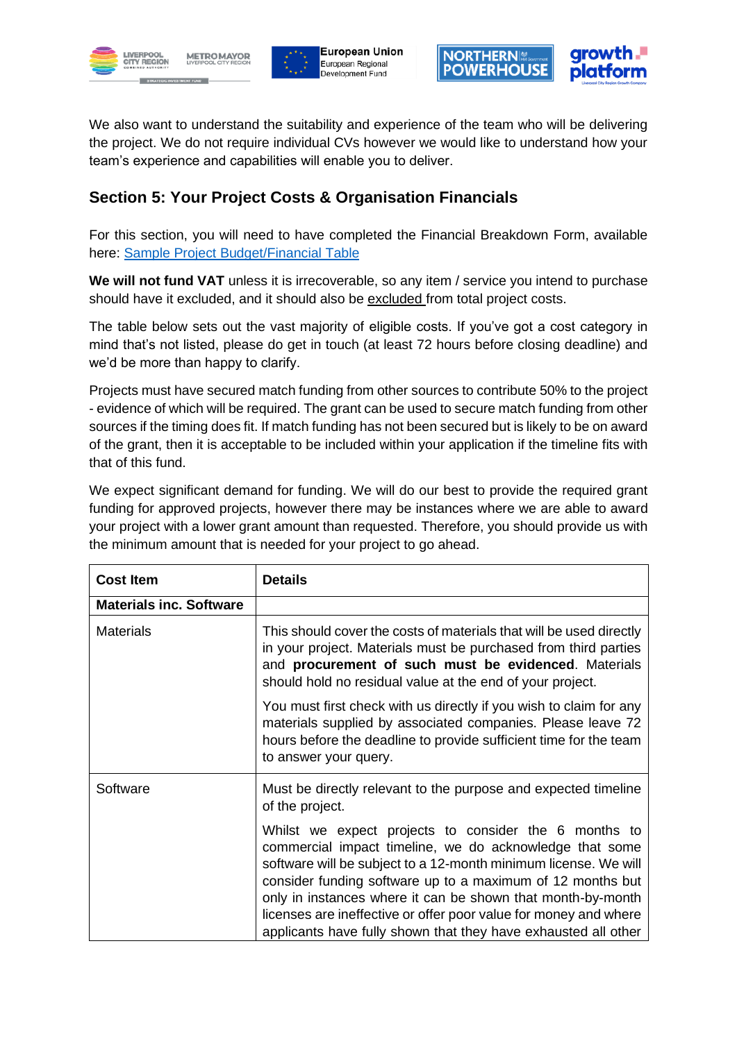We also want to understand the suitability and experience of the team who will be delivering the project. We do not require individual CVs however we would like to understand how your team's experience and capabilities will enable you to deliver.

## Section 5: Your Project Costs & Organisation Financials

For this section, you will need to have completed the Financial Breakdown Form, available here: [Sample Project Budget/Financial Table]()

**We will not fund VAT** unless it is irrecoverable, so any item / service you intend to purchase should have it excluded, and it should also be excluded from total project costs.

The table below sets out the vast majority of eligible costs. If you've got a cost category in mind that's not listed, please do get in touch (at least 72 hours before closing deadline) and we'd be more than happy to clarify.

Projects must have secured match funding from other sources to contribute 50% to the project - evidence of which will be required. The grant can be used to secure match funding from other sources if the timing does fit. If match funding has not been secured but is likely to be on award of the grant, then it is acceptable to be included within your application if the timeline fits with that of this fund.

We expect significant demand for funding. We will do our best to provide the required grant funding for approved projects, however there may be instances where we are able to award your project with a lower grant amount than requested. Therefore, you should provide us with the minimum amount that is needed for your project to go ahead.

| Cost Item | Details |
|---|---|
| **Materials inc. Software** | |
| Materials | This should cover the costs of materials that will be used directly in your project. Materials must be purchased from third parties and **procurement of such must be evidenced**. Materials should hold no residual value at the end of your project.<br><br>You must first check with us directly if you wish to claim for any materials supplied by associated companies. Please leave 72 hours before the deadline to provide sufficient time for the team to answer your query. |
| Software | Must be directly relevant to the purpose and expected timeline of the project.<br><br>Whilst we expect projects to consider the 6 months to commercial impact timeline, we do acknowledge that some software will be subject to a 12-month minimum license. We will consider funding software up to a maximum of 12 months but only in instances where it can be shown that month-by-month licenses are ineffective or offer poor value for money and where applicants have fully shown that they have exhausted all other |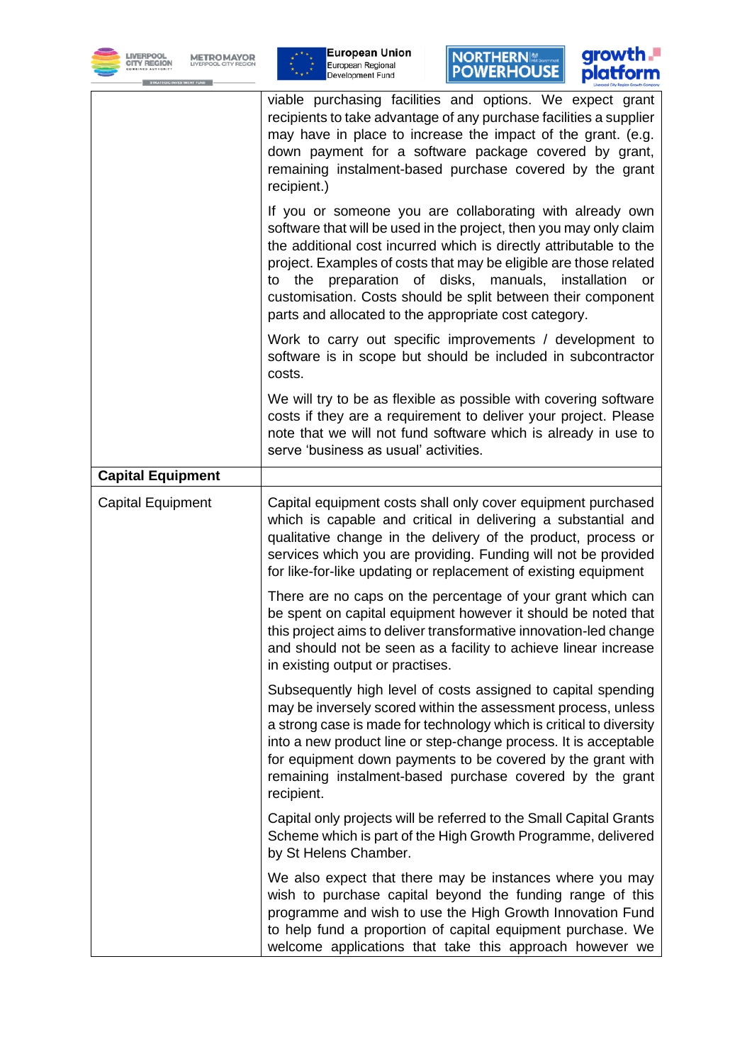| | |
|---|---|
| | viable purchasing facilities and options. We expect grant recipients to take advantage of any purchase facilities a supplier may have in place to increase the impact of the grant. (e.g. down payment for a software package covered by grant, remaining instalment-based purchase covered by the grant recipient.)<br><br>If you or someone you are collaborating with already own software that will be used in the project, then you may only claim the additional cost incurred which is directly attributable to the project. Examples of costs that may be eligible are those related to the preparation of disks, manuals, installation or customisation. Costs should be split between their component parts and allocated to the appropriate cost category.<br><br>Work to carry out specific improvements / development to software is in scope but should be included in subcontractor costs.<br><br>We will try to be as flexible as possible with covering software costs if they are a requirement to deliver your project. Please note that we will not fund software which is already in use to serve 'business as usual' activities. |
| **Capital Equipment** | |
| Capital Equipment | Capital equipment costs shall only cover equipment purchased which is capable and critical in delivering a substantial and qualitative change in the delivery of the product, process or services which you are providing. Funding will not be provided for like-for-like updating or replacement of existing equipment<br><br>There are no caps on the percentage of your grant which can be spent on capital equipment however it should be noted that this project aims to deliver transformative innovation-led change and should not be seen as a facility to achieve linear increase in existing output or practises.<br><br>Subsequently high level of costs assigned to capital spending may be inversely scored within the assessment process, unless a strong case is made for technology which is critical to diversity into a new product line or step-change process. It is acceptable for equipment down payments to be covered by the grant with remaining instalment-based purchase covered by the grant recipient.<br><br>Capital only projects will be referred to the Small Capital Grants Scheme which is part of the High Growth Programme, delivered by St Helens Chamber.<br><br>We also expect that there may be instances where you may wish to purchase capital beyond the funding range of this programme and wish to use the High Growth Innovation Fund to help fund a proportion of capital equipment purchase. We welcome applications that take this approach however we |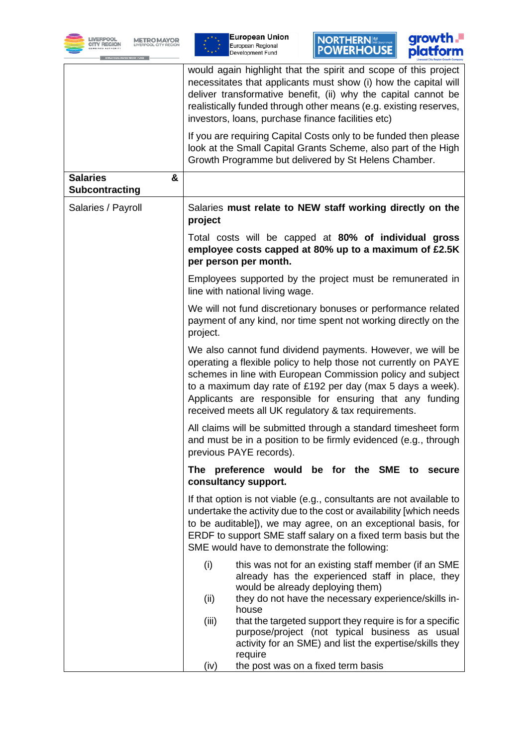| | |
|---|---|
| | would again highlight that the spirit and scope of this project necessitates that applicants must show (i) how the capital will deliver transformative benefit, (ii) why the capital cannot be realistically funded through other means (e.g. existing reserves, investors, loans, purchase finance facilities etc)<br><br>If you are requiring Capital Costs only to be funded then please look at the Small Capital Grants Scheme, also part of the High Growth Programme but delivered by St Helens Chamber. |
| **Salaries & Subcontracting** | |
| Salaries / Payroll | Salaries **must relate to NEW staff working directly on the project**<br><br>Total costs will be capped at **80% of individual gross employee costs capped at 80% up to a maximum of £2.5K per person per month.**<br><br>Employees supported by the project must be remunerated in line with national living wage.<br><br>We will not fund discretionary bonuses or performance related payment of any kind, nor time spent not working directly on the project.<br><br>We also cannot fund dividend payments. However, we will be operating a flexible policy to help those not currently on PAYE schemes in line with European Commission policy and subject to a maximum day rate of £192 per day (max 5 days a week). Applicants are responsible for ensuring that any funding received meets all UK regulatory & tax requirements.<br><br>All claims will be submitted through a standard timesheet form and must be in a position to be firmly evidenced (e.g., through previous PAYE records).<br><br>**The preference would be for the SME to secure consultancy support.**<br><br>If that option is not viable (e.g., consultants are not available to undertake the activity due to the cost or availability [which needs to be auditable]), we may agree, on an exceptional basis, for ERDF to support SME staff salary on a fixed term basis but the SME would have to demonstrate the following:<br><br>(i) this was not for an existing staff member (if an SME already has the experienced staff in place, they would be already deploying them)<br>(ii) they do not have the necessary experience/skills in-house<br>(iii) that the targeted support they require is for a specific purpose/project (not typical business as usual activity for an SME) and list the expertise/skills they require<br>(iv) the post was on a fixed term basis |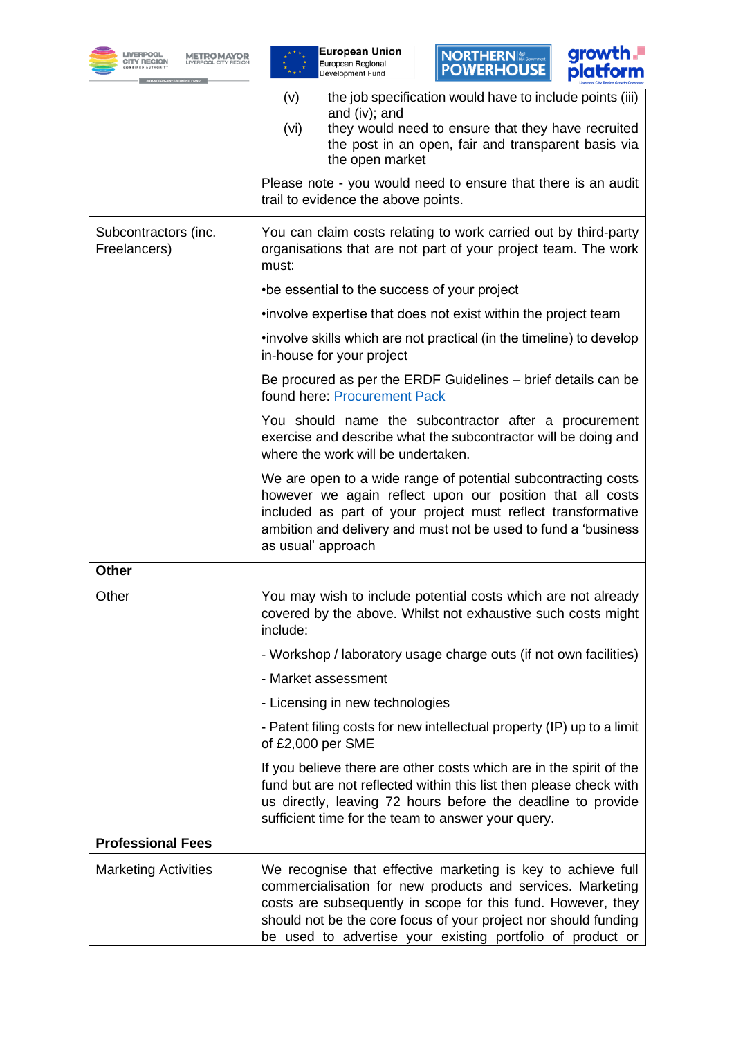| | |
|---|---|
| | (v) the job specification would have to include points (iii) and (iv); and<br>(vi) they would need to ensure that they have recruited the post in an open, fair and transparent basis via the open market<br><br>Please note - you would need to ensure that there is an audit trail to evidence the above points. |
| Subcontractors (inc. Freelancers) | You can claim costs relating to work carried out by third-party organisations that are not part of your project team. The work must:<br><br>•be essential to the success of your project<br><br>•involve expertise that does not exist within the project team<br><br>•involve skills which are not practical (in the timeline) to develop in-house for your project<br><br>Be procured as per the ERDF Guidelines – brief details can be found here: Procurement Pack<br><br>You should name the subcontractor after a procurement exercise and describe what the subcontractor will be doing and where the work will be undertaken.<br><br>We are open to a wide range of potential subcontracting costs however we again reflect upon our position that all costs included as part of your project must reflect transformative ambition and delivery and must not be used to fund a 'business as usual' approach |
| **Other** | |
| Other | You may wish to include potential costs which are not already covered by the above. Whilst not exhaustive such costs might include:<br><br>- Workshop / laboratory usage charge outs (if not own facilities)<br><br>- Market assessment<br><br>- Licensing in new technologies<br><br>- Patent filing costs for new intellectual property (IP) up to a limit of £2,000 per SME<br><br>If you believe there are other costs which are in the spirit of the fund but are not reflected within this list then please check with us directly, leaving 72 hours before the deadline to provide sufficient time for the team to answer your query. |
| **Professional Fees** | |
| Marketing Activities | We recognise that effective marketing is key to achieve full commercialisation for new products and services. Marketing costs are subsequently in scope for this fund. However, they should not be the core focus of your project nor should funding be used to advertise your existing portfolio of product or |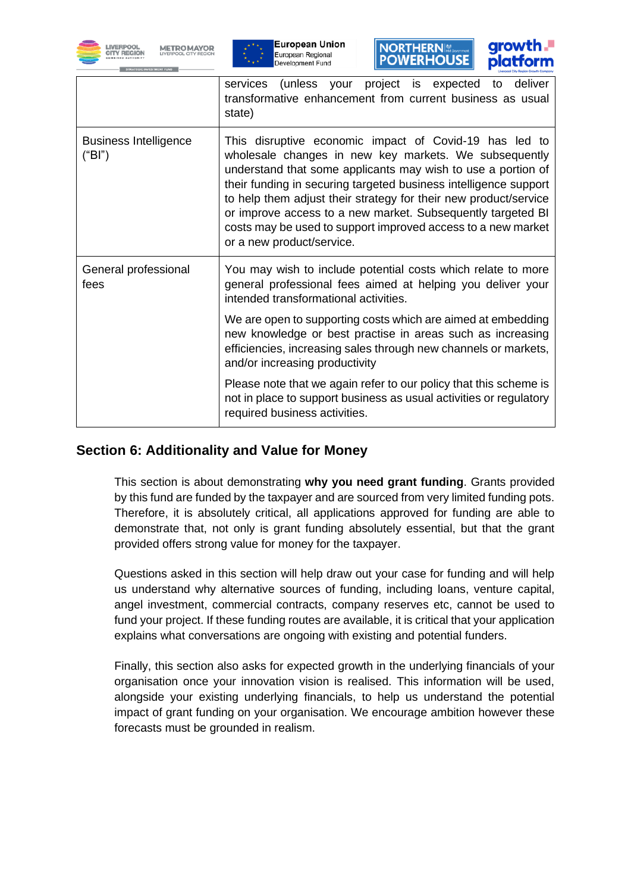|  |  |
|---|---|
|  | services (unless your project is expected to deliver transformative enhancement from current business as usual state) |
| Business Intelligence ("BI") | This disruptive economic impact of Covid-19 has led to wholesale changes in new key markets. We subsequently understand that some applicants may wish to use a portion of their funding in securing targeted business intelligence support to help them adjust their strategy for their new product/service or improve access to a new market. Subsequently targeted BI costs may be used to support improved access to a new market or a new product/service. |
| General professional fees | You may wish to include potential costs which relate to more general professional fees aimed at helping you deliver your intended transformational activities.<br><br>We are open to supporting costs which are aimed at embedding new knowledge or best practise in areas such as increasing efficiencies, increasing sales through new channels or markets, and/or increasing productivity<br><br>Please note that we again refer to our policy that this scheme is not in place to support business as usual activities or regulatory required business activities. |

## Section 6: Additionality and Value for Money

This section is about demonstrating **why you need grant funding**. Grants provided by this fund are funded by the taxpayer and are sourced from very limited funding pots. Therefore, it is absolutely critical, all applications approved for funding are able to demonstrate that, not only is grant funding absolutely essential, but that the grant provided offers strong value for money for the taxpayer.

Questions asked in this section will help draw out your case for funding and will help us understand why alternative sources of funding, including loans, venture capital, angel investment, commercial contracts, company reserves etc, cannot be used to fund your project. If these funding routes are available, it is critical that your application explains what conversations are ongoing with existing and potential funders.

Finally, this section also asks for expected growth in the underlying financials of your organisation once your innovation vision is realised. This information will be used, alongside your existing underlying financials, to help us understand the potential impact of grant funding on your organisation. We encourage ambition however these forecasts must be grounded in realism.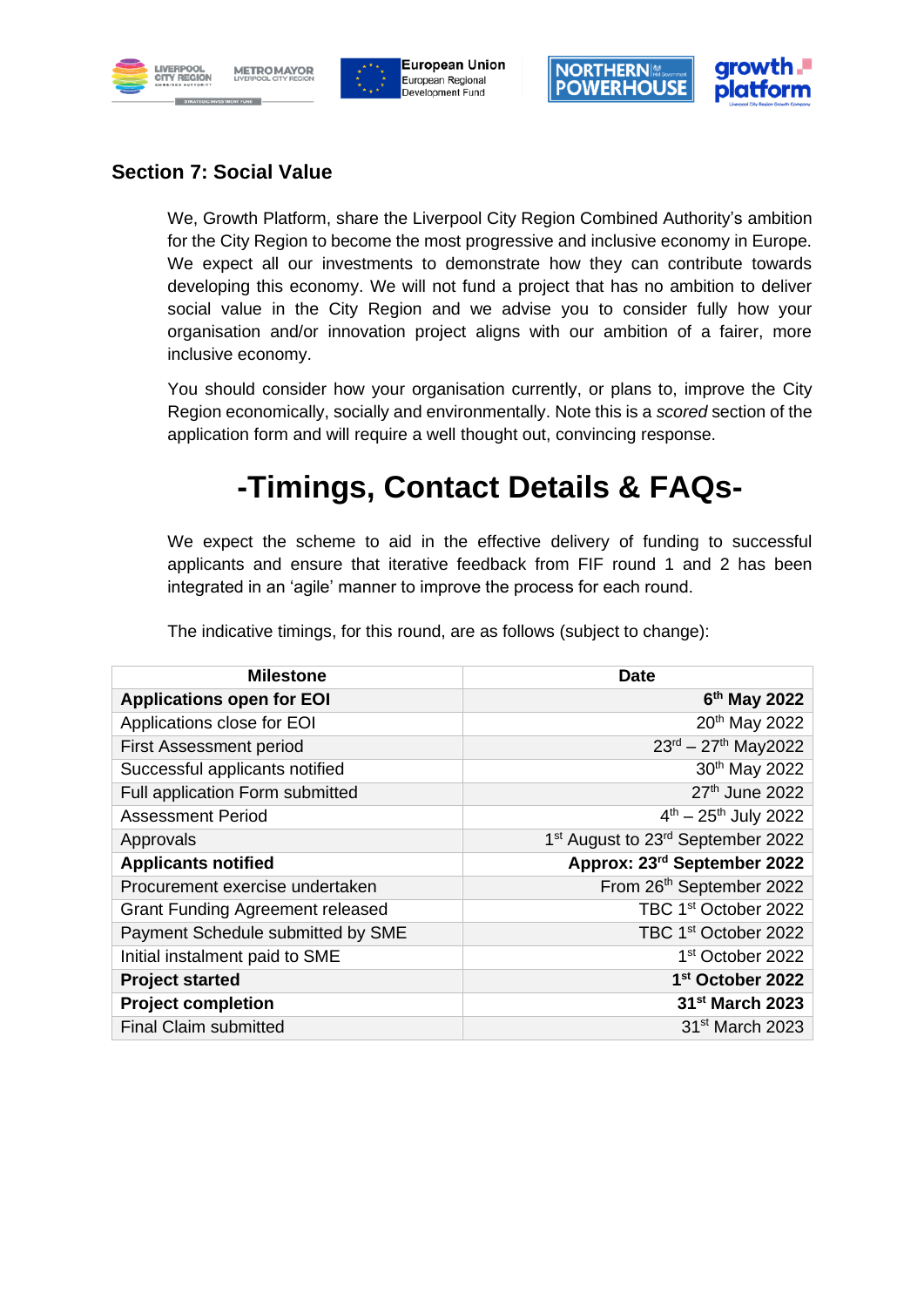## Section 7: Social Value

We, Growth Platform, share the Liverpool City Region Combined Authority's ambition for the City Region to become the most progressive and inclusive economy in Europe. We expect all our investments to demonstrate how they can contribute towards developing this economy. We will not fund a project that has no ambition to deliver social value in the City Region and we advise you to consider fully how your organisation and/or innovation project aligns with our ambition of a fairer, more inclusive economy.

You should consider how your organisation currently, or plans to, improve the City Region economically, socially and environmentally. Note this is a *scored* section of the application form and will require a well thought out, convincing response.

# -Timings, Contact Details & FAQs-

We expect the scheme to aid in the effective delivery of funding to successful applicants and ensure that iterative feedback from FIF round 1 and 2 has been integrated in an 'agile' manner to improve the process for each round.

The indicative timings, for this round, are as follows (subject to change):

| Milestone | Date |
|---|---|
| **Applications open for EOI** | **6th May 2022** |
| Applications close for EOI | 20th May 2022 |
| First Assessment period | 23rd – 27th May2022 |
| Successful applicants notified | 30th May 2022 |
| Full application Form submitted | 27th June 2022 |
| Assessment Period | 4th – 25th July 2022 |
| Approvals | 1st August to 23rd September 2022 |
| **Applicants notified** | **Approx: 23rd September 2022** |
| Procurement exercise undertaken | From 26th September 2022 |
| Grant Funding Agreement released | TBC 1st October 2022 |
| Payment Schedule submitted by SME | TBC 1st October 2022 |
| Initial instalment paid to SME | 1st October 2022 |
| **Project started** | **1st October 2022** |
| **Project completion** | **31st March 2023** |
| Final Claim submitted | 31st March 2023 |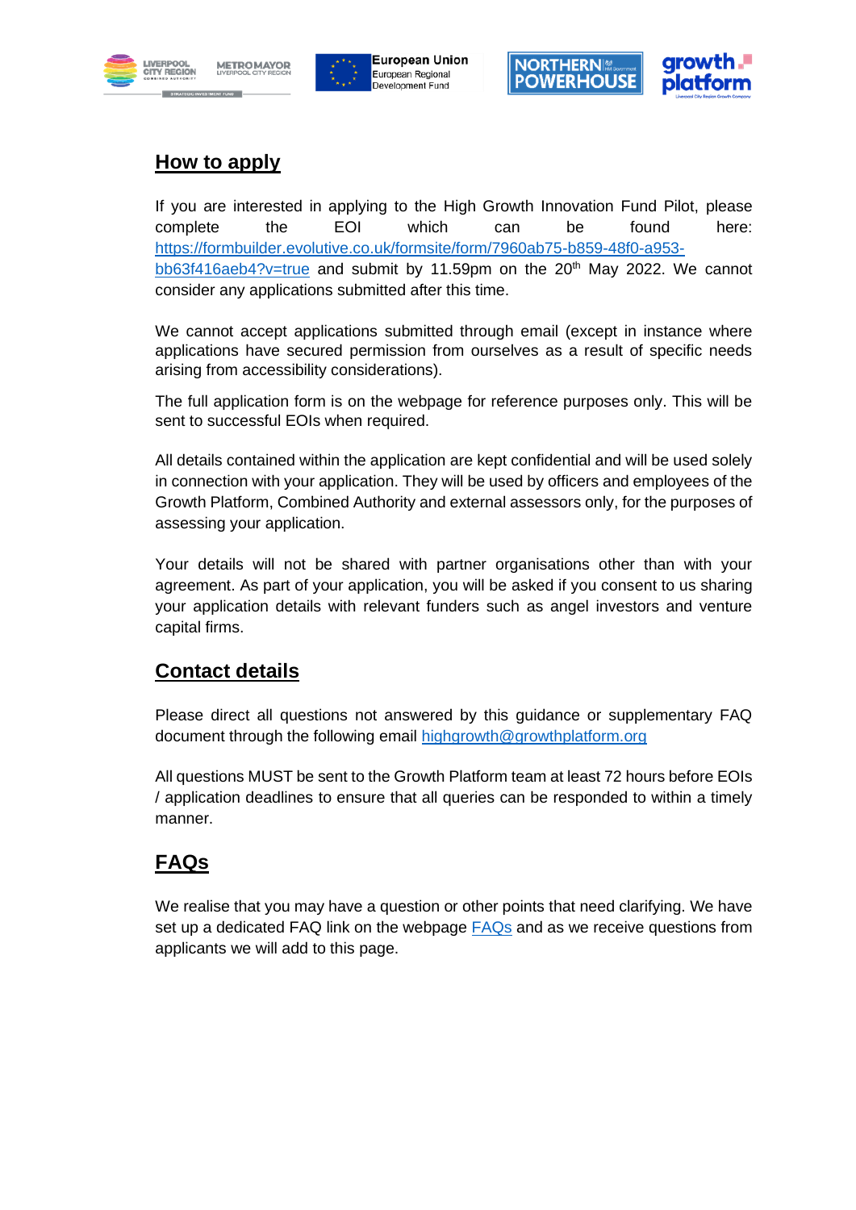## How to apply

If you are interested in applying to the High Growth Innovation Fund Pilot, please complete the EOI which can be found here: https://formbuilder.evolutive.co.uk/formsite/form/7960ab75-b859-48f0-a953-bb63f416aeb4?v=true and submit by 11.59pm on the 20th May 2022. We cannot consider any applications submitted after this time.

We cannot accept applications submitted through email (except in instance where applications have secured permission from ourselves as a result of specific needs arising from accessibility considerations).

The full application form is on the webpage for reference purposes only. This will be sent to successful EOIs when required.

All details contained within the application are kept confidential and will be used solely in connection with your application. They will be used by officers and employees of the Growth Platform, Combined Authority and external assessors only, for the purposes of assessing your application.

Your details will not be shared with partner organisations other than with your agreement. As part of your application, you will be asked if you consent to us sharing your application details with relevant funders such as angel investors and venture capital firms.

## Contact details

Please direct all questions not answered by this guidance or supplementary FAQ document through the following email highgrowth@growthplatform.org

All questions MUST be sent to the Growth Platform team at least 72 hours before EOIs / application deadlines to ensure that all queries can be responded to within a timely manner.

## FAQs

We realise that you may have a question or other points that need clarifying. We have set up a dedicated FAQ link on the webpage FAQs and as we receive questions from applicants we will add to this page.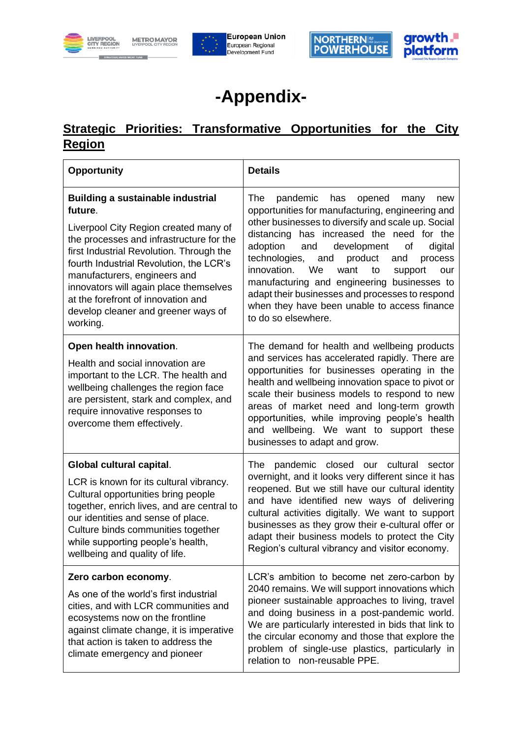# -Appendix-

## Strategic Priorities: Transformative Opportunities for the City Region

| Opportunity | Details |
|---|---|
| **Building a sustainable industrial future**.<br><br>Liverpool City Region created many of the processes and infrastructure for the first Industrial Revolution. Through the fourth Industrial Revolution, the LCR's manufacturers, engineers and innovators will again place themselves at the forefront of innovation and develop cleaner and greener ways of working. | The pandemic has opened many new opportunities for manufacturing, engineering and other businesses to diversify and scale up. Social distancing has increased the need for the adoption and development of digital technologies, and product and process innovation. We want to support our manufacturing and engineering businesses to adapt their businesses and processes to respond when they have been unable to access finance to do so elsewhere. |
| **Open health innovation**.<br><br>Health and social innovation are important to the LCR. The health and wellbeing challenges the region face are persistent, stark and complex, and require innovative responses to overcome them effectively. | The demand for health and wellbeing products and services has accelerated rapidly. There are opportunities for businesses operating in the health and wellbeing innovation space to pivot or scale their business models to respond to new areas of market need and long-term growth opportunities, while improving people's health and wellbeing. We want to support these businesses to adapt and grow. |
| **Global cultural capital**.<br><br>LCR is known for its cultural vibrancy. Cultural opportunities bring people together, enrich lives, and are central to our identities and sense of place. Culture binds communities together while supporting people's health, wellbeing and quality of life. | The pandemic closed our cultural sector overnight, and it looks very different since it has reopened. But we still have our cultural identity and have identified new ways of delivering cultural activities digitally. We want to support businesses as they grow their e-cultural offer or adapt their business models to protect the City Region's cultural vibrancy and visitor economy. |
| **Zero carbon economy**.<br><br>As one of the world's first industrial cities, and with LCR communities and ecosystems now on the frontline against climate change, it is imperative that action is taken to address the climate emergency and pioneer | LCR's ambition to become net zero-carbon by 2040 remains. We will support innovations which pioneer sustainable approaches to living, travel and doing business in a post-pandemic world. We are particularly interested in bids that link to the circular economy and those that explore the problem of single-use plastics, particularly in relation to non-reusable PPE. |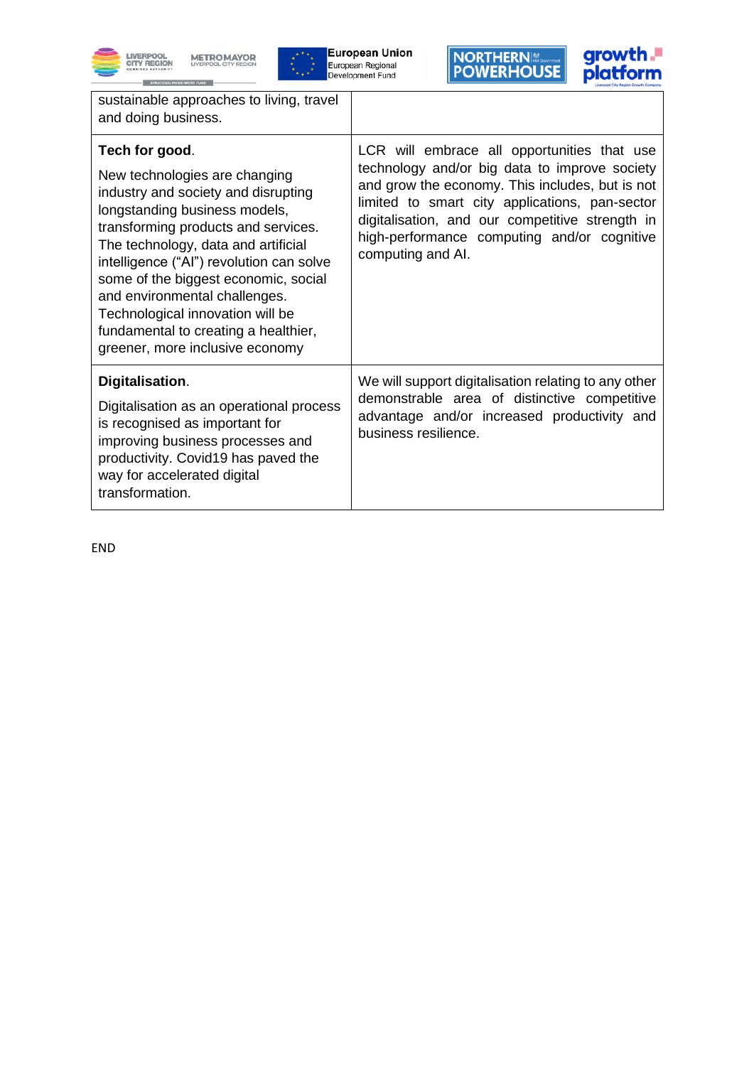| | |
|---|---|
| sustainable approaches to living, travel and doing business. | |
| **Tech for good**.<br><br>New technologies are changing industry and society and disrupting longstanding business models, transforming products and services. The technology, data and artificial intelligence ("AI") revolution can solve some of the biggest economic, social and environmental challenges. Technological innovation will be fundamental to creating a healthier, greener, more inclusive economy | LCR will embrace all opportunities that use technology and/or big data to improve society and grow the economy. This includes, but is not limited to smart city applications, pan-sector digitalisation, and our competitive strength in high-performance computing and/or cognitive computing and AI. |
| **Digitalisation**.<br><br>Digitalisation as an operational process is recognised as important for improving business processes and productivity. Covid19 has paved the way for accelerated digital transformation. | We will support digitalisation relating to any other demonstrable area of distinctive competitive advantage and/or increased productivity and business resilience. |

END